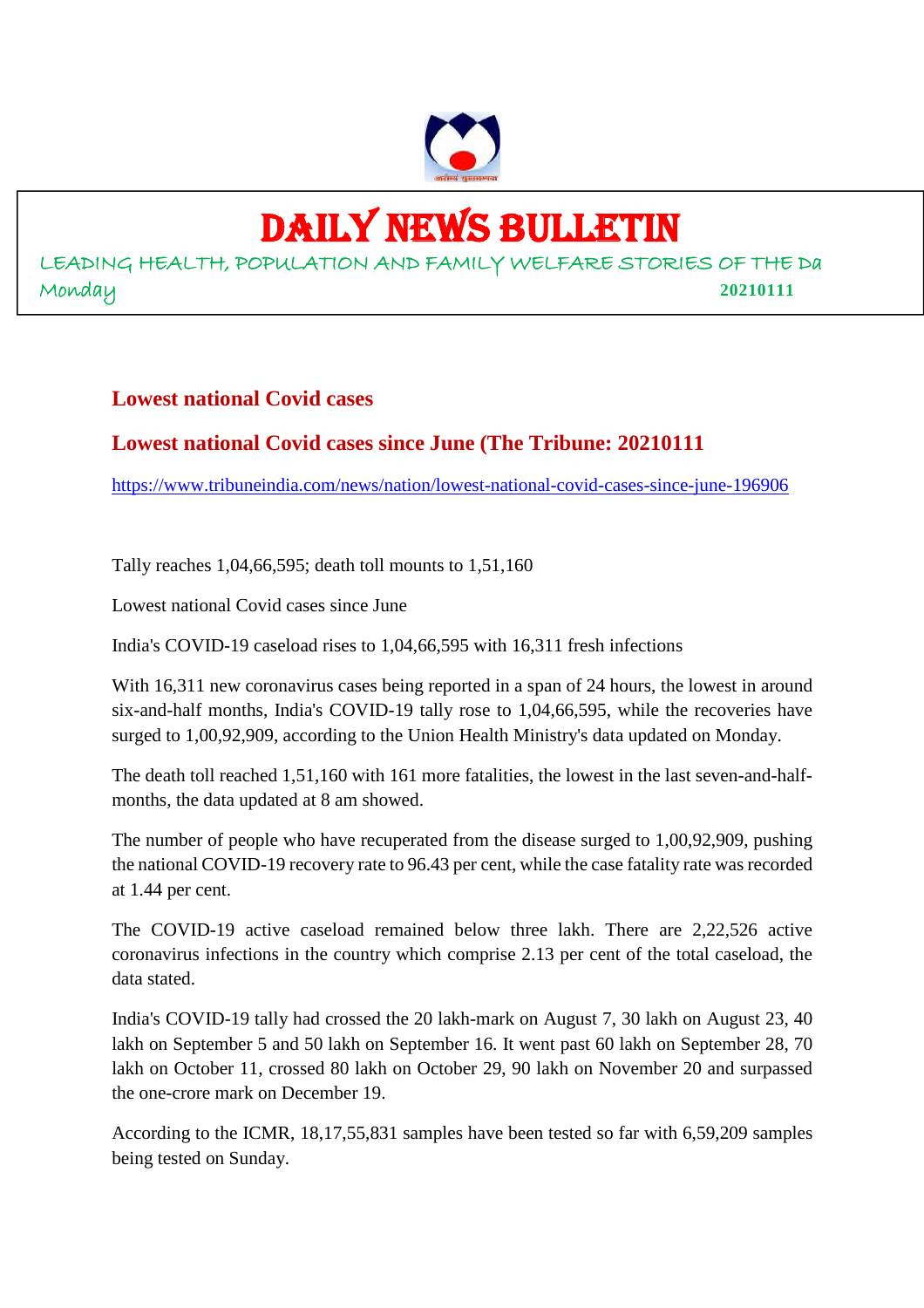# DAILY NEWS BULLETIN

LEADING HEALTH, POPULATION AND FAMILY WELFARE STORIES OF THE Da

Monday 20210111

## Lowest national Covid cases

## Lowest national Covid cases since June (The Tribune: 20210111

https://www.tribuneindia.com/news/nation/lowest-national-covid-cases-since-june-196906

Tally reaches 1,04,66,595; death toll mounts to 1,51,160

Lowest national Covid cases since June

India's COVID-19 caseload rises to 1,04,66,595 with 16,311 fresh infections

With 16,311 new coronavirus cases being reported in a span of 24 hours, the lowest in around six-and-half months, India's COVID-19 tally rose to 1,04,66,595, while the recoveries have surged to 1,00,92,909, according to the Union Health Ministry's data updated on Monday.

The death toll reached 1,51,160 with 161 more fatalities, the lowest in the last seven-and-half-months, the data updated at 8 am showed.

The number of people who have recuperated from the disease surged to 1,00,92,909, pushing the national COVID-19 recovery rate to 96.43 per cent, while the case fatality rate was recorded at 1.44 per cent.

The COVID-19 active caseload remained below three lakh. There are 2,22,526 active coronavirus infections in the country which comprise 2.13 per cent of the total caseload, the data stated.

India's COVID-19 tally had crossed the 20 lakh-mark on August 7, 30 lakh on August 23, 40 lakh on September 5 and 50 lakh on September 16. It went past 60 lakh on September 28, 70 lakh on October 11, crossed 80 lakh on October 29, 90 lakh on November 20 and surpassed the one-crore mark on December 19.

According to the ICMR, 18,17,55,831 samples have been tested so far with 6,59,209 samples being tested on Sunday.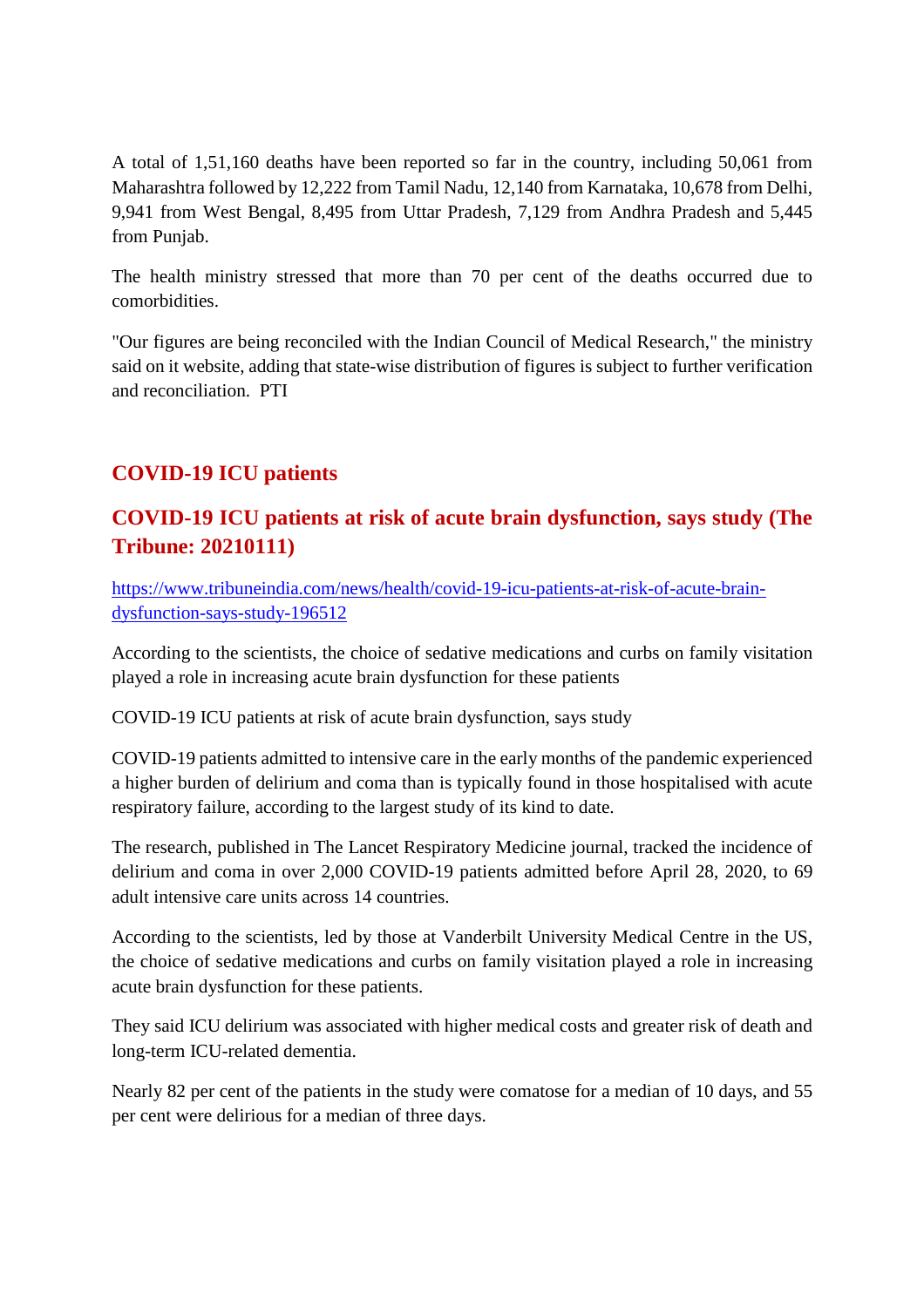A total of 1,51,160 deaths have been reported so far in the country, including 50,061 from Maharashtra followed by 12,222 from Tamil Nadu, 12,140 from Karnataka, 10,678 from Delhi, 9,941 from West Bengal, 8,495 from Uttar Pradesh, 7,129 from Andhra Pradesh and 5,445 from Punjab.

The health ministry stressed that more than 70 per cent of the deaths occurred due to comorbidities.

"Our figures are being reconciled with the Indian Council of Medical Research," the ministry said on it website, adding that state-wise distribution of figures is subject to further verification and reconciliation. PTI

## COVID-19 ICU patients

## COVID-19 ICU patients at risk of acute brain dysfunction, says study (The Tribune: 20210111)

https://www.tribuneindia.com/news/health/covid-19-icu-patients-at-risk-of-acute-brain-dysfunction-says-study-196512

According to the scientists, the choice of sedative medications and curbs on family visitation played a role in increasing acute brain dysfunction for these patients

COVID-19 ICU patients at risk of acute brain dysfunction, says study

COVID-19 patients admitted to intensive care in the early months of the pandemic experienced a higher burden of delirium and coma than is typically found in those hospitalised with acute respiratory failure, according to the largest study of its kind to date.

The research, published in The Lancet Respiratory Medicine journal, tracked the incidence of delirium and coma in over 2,000 COVID-19 patients admitted before April 28, 2020, to 69 adult intensive care units across 14 countries.

According to the scientists, led by those at Vanderbilt University Medical Centre in the US, the choice of sedative medications and curbs on family visitation played a role in increasing acute brain dysfunction for these patients.

They said ICU delirium was associated with higher medical costs and greater risk of death and long-term ICU-related dementia.

Nearly 82 per cent of the patients in the study were comatose for a median of 10 days, and 55 per cent were delirious for a median of three days.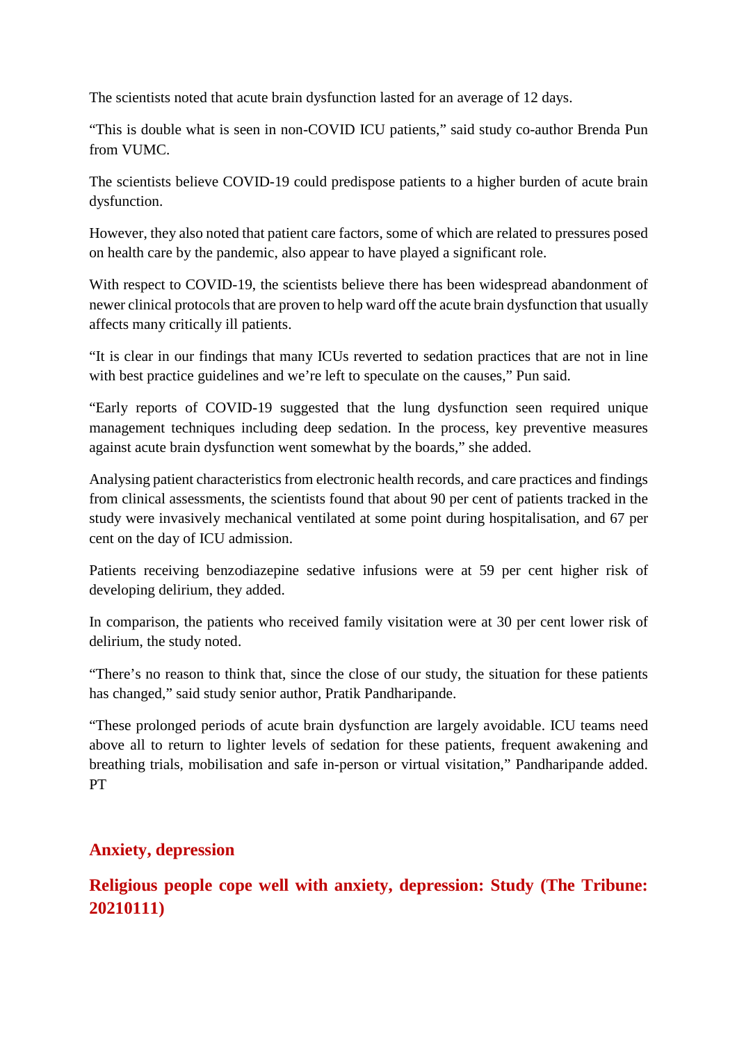The scientists noted that acute brain dysfunction lasted for an average of 12 days.

"This is double what is seen in non-COVID ICU patients," said study co-author Brenda Pun from VUMC.

The scientists believe COVID-19 could predispose patients to a higher burden of acute brain dysfunction.

However, they also noted that patient care factors, some of which are related to pressures posed on health care by the pandemic, also appear to have played a significant role.

With respect to COVID-19, the scientists believe there has been widespread abandonment of newer clinical protocols that are proven to help ward off the acute brain dysfunction that usually affects many critically ill patients.

"It is clear in our findings that many ICUs reverted to sedation practices that are not in line with best practice guidelines and we're left to speculate on the causes," Pun said.

"Early reports of COVID-19 suggested that the lung dysfunction seen required unique management techniques including deep sedation. In the process, key preventive measures against acute brain dysfunction went somewhat by the boards," she added.

Analysing patient characteristics from electronic health records, and care practices and findings from clinical assessments, the scientists found that about 90 per cent of patients tracked in the study were invasively mechanical ventilated at some point during hospitalisation, and 67 per cent on the day of ICU admission.

Patients receiving benzodiazepine sedative infusions were at 59 per cent higher risk of developing delirium, they added.

In comparison, the patients who received family visitation were at 30 per cent lower risk of delirium, the study noted.

"There's no reason to think that, since the close of our study, the situation for these patients has changed," said study senior author, Pratik Pandharipande.

"These prolonged periods of acute brain dysfunction are largely avoidable. ICU teams need above all to return to lighter levels of sedation for these patients, frequent awakening and breathing trials, mobilisation and safe in-person or virtual visitation," Pandharipande added. PT

## Anxiety, depression

## Religious people cope well with anxiety, depression: Study (The Tribune: 20210111)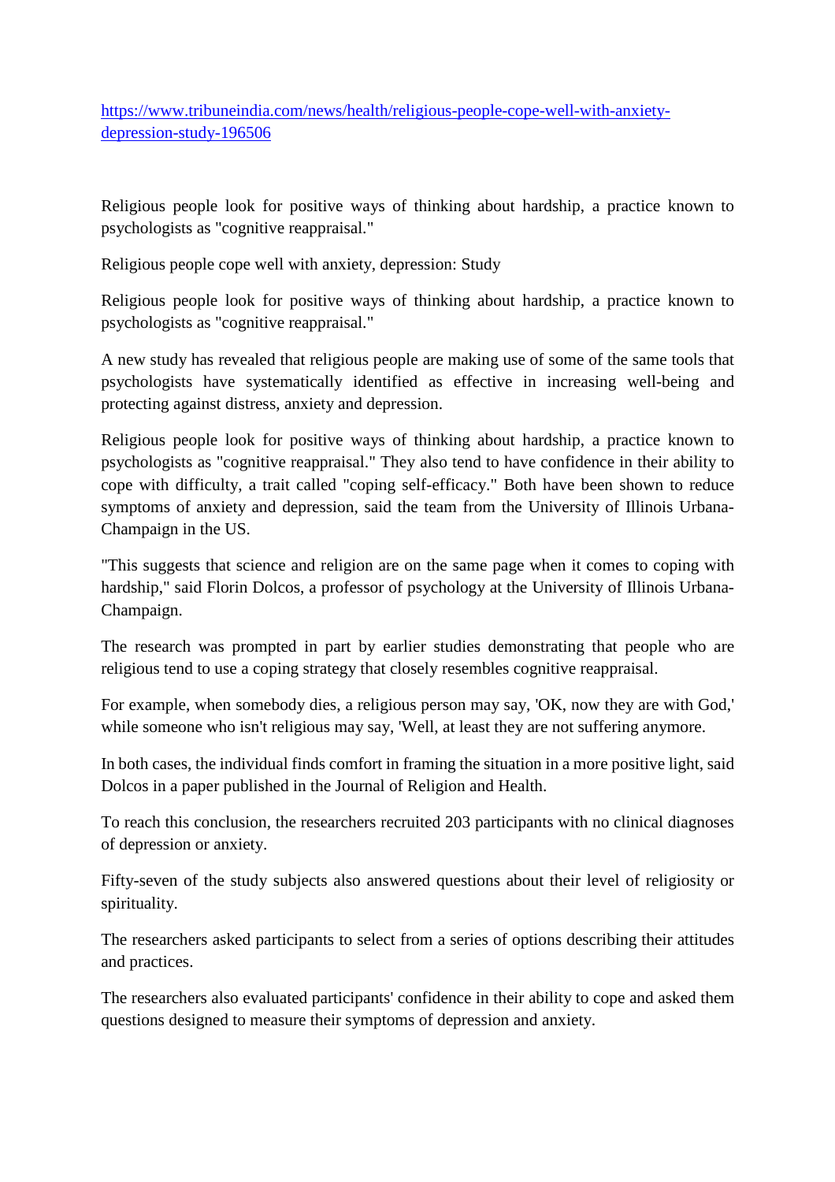https://www.tribuneindia.com/news/health/religious-people-cope-well-with-anxiety-depression-study-196506

Religious people look for positive ways of thinking about hardship, a practice known to psychologists as "cognitive reappraisal."

Religious people cope well with anxiety, depression: Study

Religious people look for positive ways of thinking about hardship, a practice known to psychologists as "cognitive reappraisal."

A new study has revealed that religious people are making use of some of the same tools that psychologists have systematically identified as effective in increasing well-being and protecting against distress, anxiety and depression.

Religious people look for positive ways of thinking about hardship, a practice known to psychologists as "cognitive reappraisal." They also tend to have confidence in their ability to cope with difficulty, a trait called "coping self-efficacy." Both have been shown to reduce symptoms of anxiety and depression, said the team from the University of Illinois Urbana-Champaign in the US.

"This suggests that science and religion are on the same page when it comes to coping with hardship," said Florin Dolcos, a professor of psychology at the University of Illinois Urbana-Champaign.

The research was prompted in part by earlier studies demonstrating that people who are religious tend to use a coping strategy that closely resembles cognitive reappraisal.

For example, when somebody dies, a religious person may say, 'OK, now they are with God,' while someone who isn't religious may say, 'Well, at least they are not suffering anymore.

In both cases, the individual finds comfort in framing the situation in a more positive light, said Dolcos in a paper published in the Journal of Religion and Health.

To reach this conclusion, the researchers recruited 203 participants with no clinical diagnoses of depression or anxiety.

Fifty-seven of the study subjects also answered questions about their level of religiosity or spirituality.

The researchers asked participants to select from a series of options describing their attitudes and practices.

The researchers also evaluated participants' confidence in their ability to cope and asked them questions designed to measure their symptoms of depression and anxiety.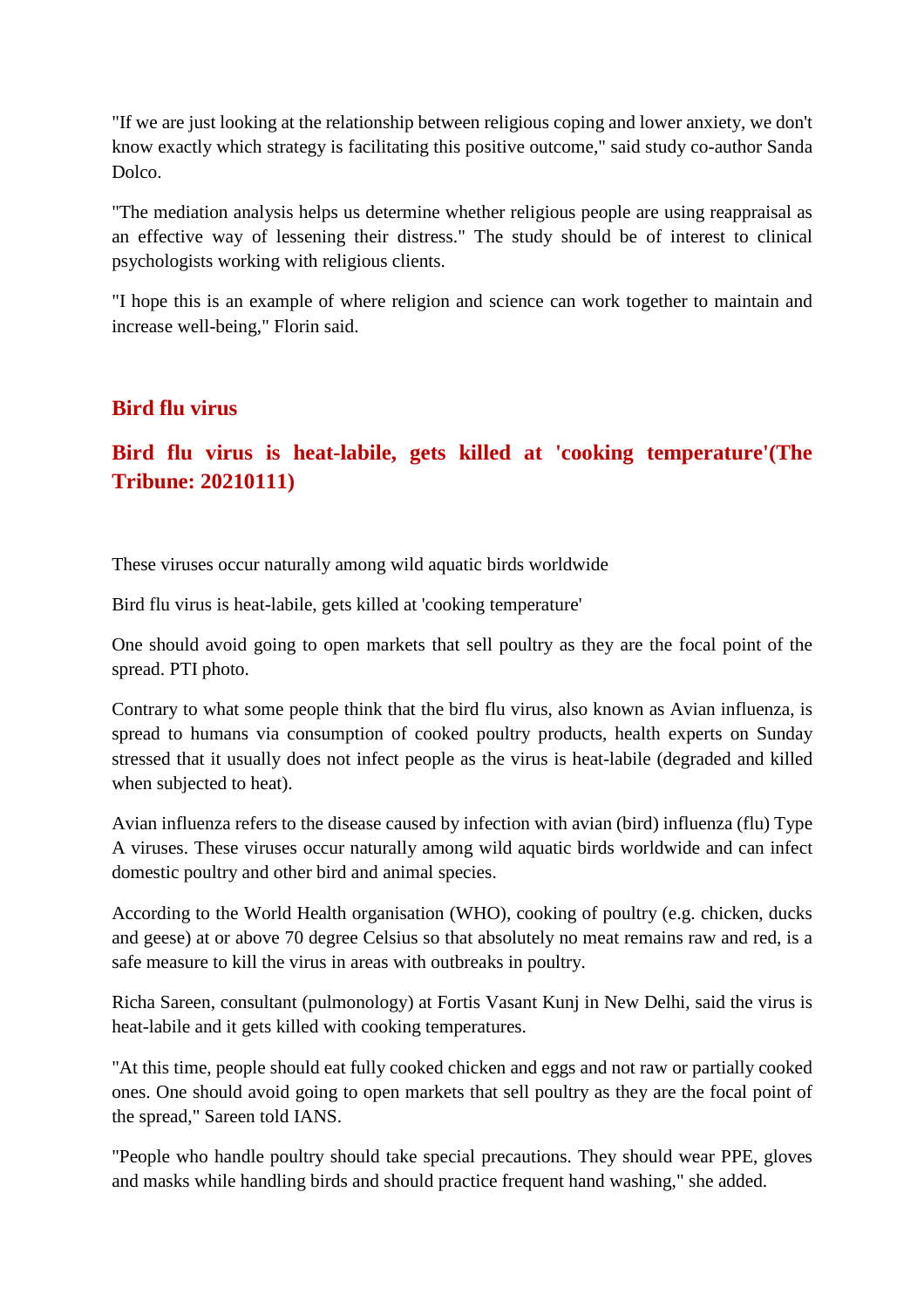"If we are just looking at the relationship between religious coping and lower anxiety, we don't know exactly which strategy is facilitating this positive outcome," said study co-author Sanda Dolco.

"The mediation analysis helps us determine whether religious people are using reappraisal as an effective way of lessening their distress." The study should be of interest to clinical psychologists working with religious clients.

"I hope this is an example of where religion and science can work together to maintain and increase well-being," Florin said.

## Bird flu virus

## Bird flu virus is heat-labile, gets killed at 'cooking temperature'(The Tribune: 20210111)

These viruses occur naturally among wild aquatic birds worldwide

Bird flu virus is heat-labile, gets killed at 'cooking temperature'

One should avoid going to open markets that sell poultry as they are the focal point of the spread. PTI photo.

Contrary to what some people think that the bird flu virus, also known as Avian influenza, is spread to humans via consumption of cooked poultry products, health experts on Sunday stressed that it usually does not infect people as the virus is heat-labile (degraded and killed when subjected to heat).

Avian influenza refers to the disease caused by infection with avian (bird) influenza (flu) Type A viruses. These viruses occur naturally among wild aquatic birds worldwide and can infect domestic poultry and other bird and animal species.

According to the World Health organisation (WHO), cooking of poultry (e.g. chicken, ducks and geese) at or above 70 degree Celsius so that absolutely no meat remains raw and red, is a safe measure to kill the virus in areas with outbreaks in poultry.

Richa Sareen, consultant (pulmonology) at Fortis Vasant Kunj in New Delhi, said the virus is heat-labile and it gets killed with cooking temperatures.

"At this time, people should eat fully cooked chicken and eggs and not raw or partially cooked ones. One should avoid going to open markets that sell poultry as they are the focal point of the spread," Sareen told IANS.

"People who handle poultry should take special precautions. They should wear PPE, gloves and masks while handling birds and should practice frequent hand washing," she added.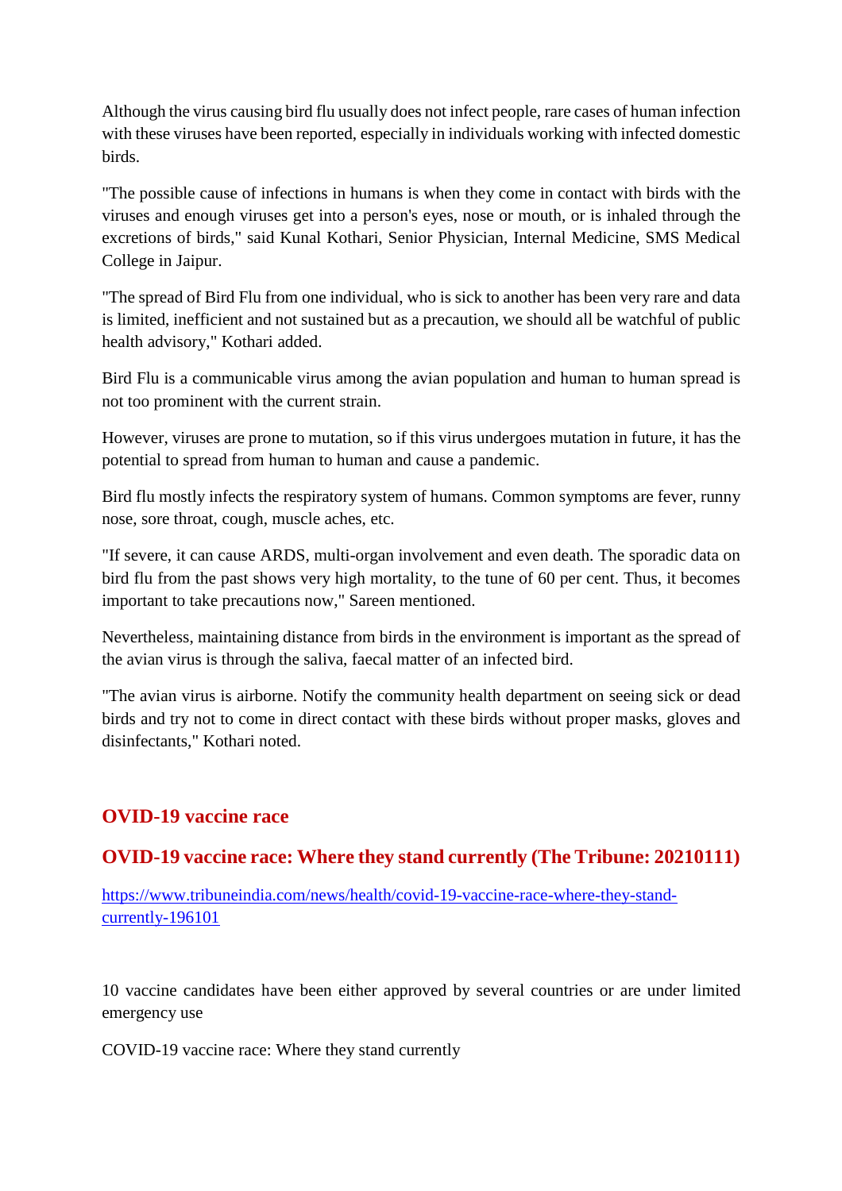Although the virus causing bird flu usually does not infect people, rare cases of human infection with these viruses have been reported, especially in individuals working with infected domestic birds.

"The possible cause of infections in humans is when they come in contact with birds with the viruses and enough viruses get into a person's eyes, nose or mouth, or is inhaled through the excretions of birds," said Kunal Kothari, Senior Physician, Internal Medicine, SMS Medical College in Jaipur.

"The spread of Bird Flu from one individual, who is sick to another has been very rare and data is limited, inefficient and not sustained but as a precaution, we should all be watchful of public health advisory," Kothari added.

Bird Flu is a communicable virus among the avian population and human to human spread is not too prominent with the current strain.

However, viruses are prone to mutation, so if this virus undergoes mutation in future, it has the potential to spread from human to human and cause a pandemic.

Bird flu mostly infects the respiratory system of humans. Common symptoms are fever, runny nose, sore throat, cough, muscle aches, etc.

"If severe, it can cause ARDS, multi-organ involvement and even death. The sporadic data on bird flu from the past shows very high mortality, to the tune of 60 per cent. Thus, it becomes important to take precautions now," Sareen mentioned.

Nevertheless, maintaining distance from birds in the environment is important as the spread of the avian virus is through the saliva, faecal matter of an infected bird.

"The avian virus is airborne. Notify the community health department on seeing sick or dead birds and try not to come in direct contact with these birds without proper masks, gloves and disinfectants," Kothari noted.

## OVID-19 vaccine race

## OVID-19 vaccine race: Where they stand currently (The Tribune: 20210111)

https://www.tribuneindia.com/news/health/covid-19-vaccine-race-where-they-stand-currently-196101

10 vaccine candidates have been either approved by several countries or are under limited emergency use

COVID-19 vaccine race: Where they stand currently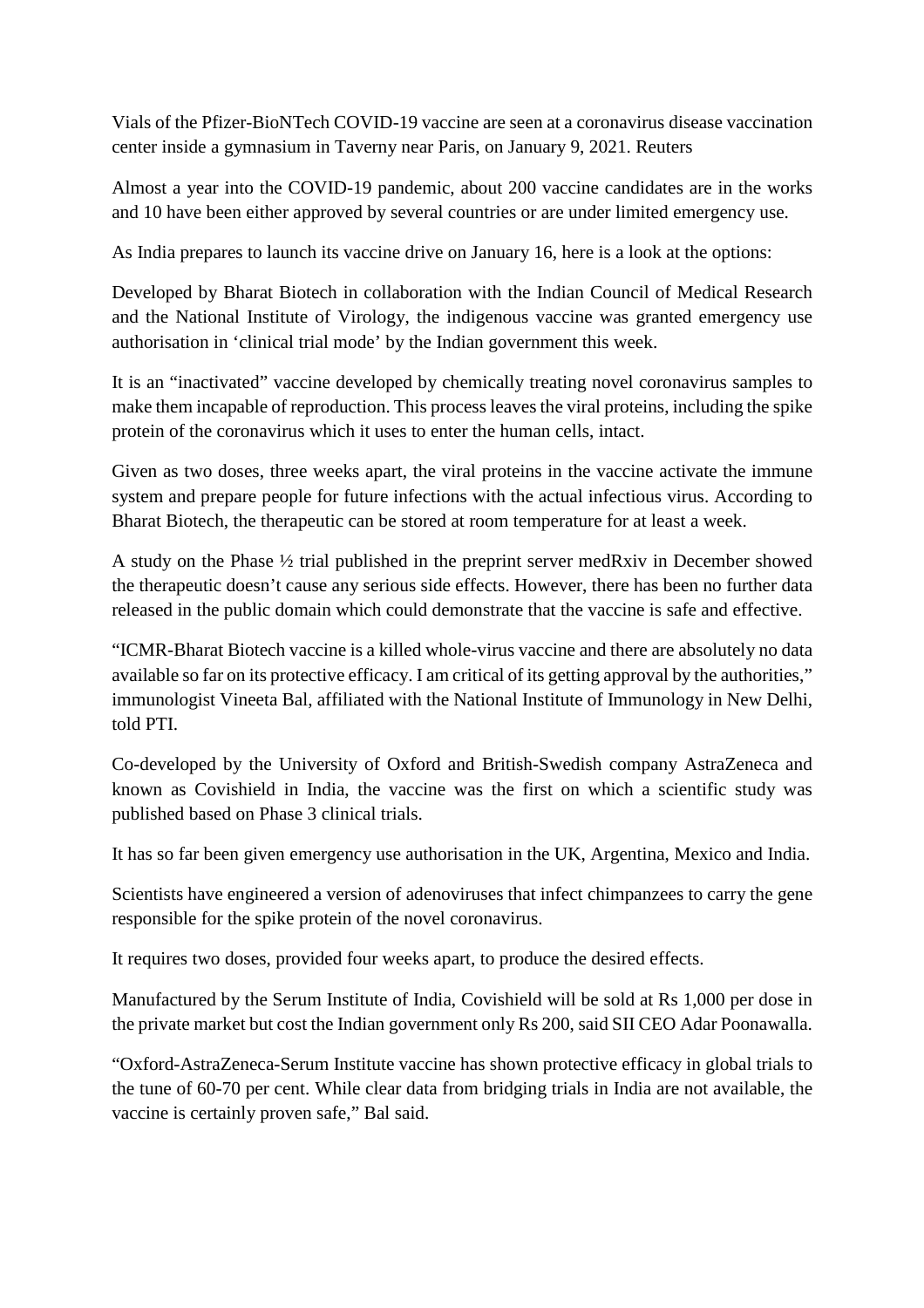Vials of the Pfizer-BioNTech COVID-19 vaccine are seen at a coronavirus disease vaccination center inside a gymnasium in Taverny near Paris, on January 9, 2021. Reuters

Almost a year into the COVID-19 pandemic, about 200 vaccine candidates are in the works and 10 have been either approved by several countries or are under limited emergency use.

As India prepares to launch its vaccine drive on January 16, here is a look at the options:

Developed by Bharat Biotech in collaboration with the Indian Council of Medical Research and the National Institute of Virology, the indigenous vaccine was granted emergency use authorisation in 'clinical trial mode' by the Indian government this week.

It is an "inactivated" vaccine developed by chemically treating novel coronavirus samples to make them incapable of reproduction. This process leaves the viral proteins, including the spike protein of the coronavirus which it uses to enter the human cells, intact.

Given as two doses, three weeks apart, the viral proteins in the vaccine activate the immune system and prepare people for future infections with the actual infectious virus. According to Bharat Biotech, the therapeutic can be stored at room temperature for at least a week.

A study on the Phase ½ trial published in the preprint server medRxiv in December showed the therapeutic doesn't cause any serious side effects. However, there has been no further data released in the public domain which could demonstrate that the vaccine is safe and effective.

"ICMR-Bharat Biotech vaccine is a killed whole-virus vaccine and there are absolutely no data available so far on its protective efficacy. I am critical of its getting approval by the authorities," immunologist Vineeta Bal, affiliated with the National Institute of Immunology in New Delhi, told PTI.

Co-developed by the University of Oxford and British-Swedish company AstraZeneca and known as Covishield in India, the vaccine was the first on which a scientific study was published based on Phase 3 clinical trials.

It has so far been given emergency use authorisation in the UK, Argentina, Mexico and India.

Scientists have engineered a version of adenoviruses that infect chimpanzees to carry the gene responsible for the spike protein of the novel coronavirus.

It requires two doses, provided four weeks apart, to produce the desired effects.

Manufactured by the Serum Institute of India, Covishield will be sold at Rs 1,000 per dose in the private market but cost the Indian government only Rs 200, said SII CEO Adar Poonawalla.

"Oxford-AstraZeneca-Serum Institute vaccine has shown protective efficacy in global trials to the tune of 60-70 per cent. While clear data from bridging trials in India are not available, the vaccine is certainly proven safe," Bal said.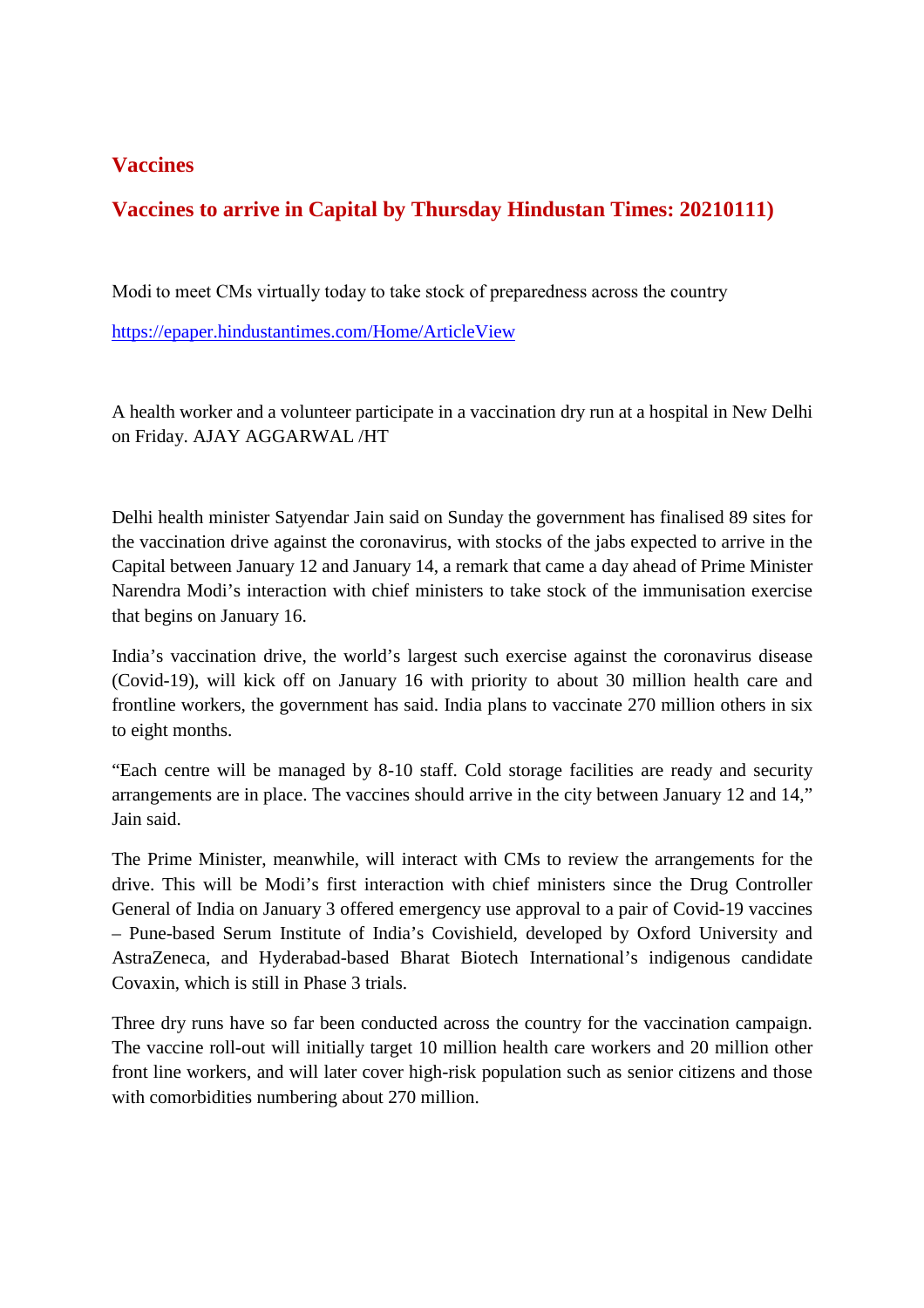## Vaccines

## Vaccines to arrive in Capital by Thursday Hindustan Times: 20210111)

Modi to meet CMs virtually today to take stock of preparedness across the country

https://epaper.hindustantimes.com/Home/ArticleView

A health worker and a volunteer participate in a vaccination dry run at a hospital in New Delhi on Friday. AJAY AGGARWAL /HT

Delhi health minister Satyendar Jain said on Sunday the government has finalised 89 sites for the vaccination drive against the coronavirus, with stocks of the jabs expected to arrive in the Capital between January 12 and January 14, a remark that came a day ahead of Prime Minister Narendra Modi's interaction with chief ministers to take stock of the immunisation exercise that begins on January 16.

India's vaccination drive, the world's largest such exercise against the coronavirus disease (Covid-19), will kick off on January 16 with priority to about 30 million health care and frontline workers, the government has said. India plans to vaccinate 270 million others in six to eight months.

"Each centre will be managed by 8-10 staff. Cold storage facilities are ready and security arrangements are in place. The vaccines should arrive in the city between January 12 and 14," Jain said.

The Prime Minister, meanwhile, will interact with CMs to review the arrangements for the drive. This will be Modi's first interaction with chief ministers since the Drug Controller General of India on January 3 offered emergency use approval to a pair of Covid-19 vaccines – Pune-based Serum Institute of India's Covishield, developed by Oxford University and AstraZeneca, and Hyderabad-based Bharat Biotech International's indigenous candidate Covaxin, which is still in Phase 3 trials.

Three dry runs have so far been conducted across the country for the vaccination campaign. The vaccine roll-out will initially target 10 million health care workers and 20 million other front line workers, and will later cover high-risk population such as senior citizens and those with comorbidities numbering about 270 million.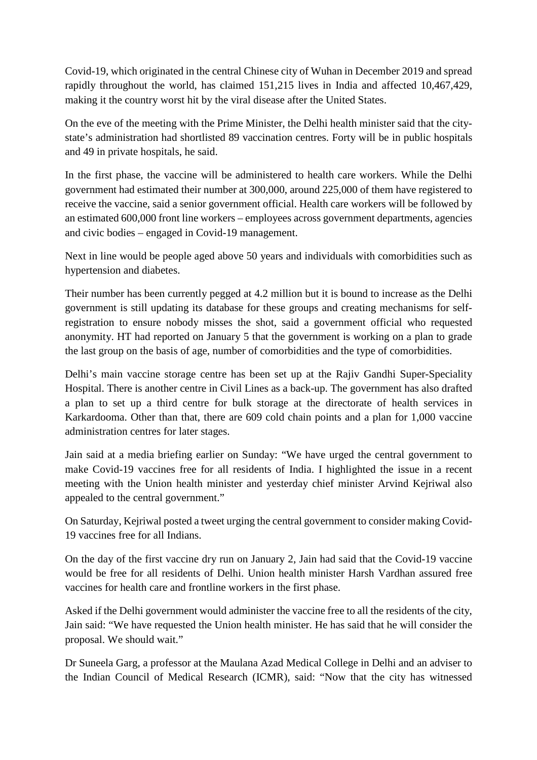Covid-19, which originated in the central Chinese city of Wuhan in December 2019 and spread rapidly throughout the world, has claimed 151,215 lives in India and affected 10,467,429, making it the country worst hit by the viral disease after the United States.

On the eve of the meeting with the Prime Minister, the Delhi health minister said that the city-state's administration had shortlisted 89 vaccination centres. Forty will be in public hospitals and 49 in private hospitals, he said.

In the first phase, the vaccine will be administered to health care workers. While the Delhi government had estimated their number at 300,000, around 225,000 of them have registered to receive the vaccine, said a senior government official. Health care workers will be followed by an estimated 600,000 front line workers – employees across government departments, agencies and civic bodies – engaged in Covid-19 management.

Next in line would be people aged above 50 years and individuals with comorbidities such as hypertension and diabetes.

Their number has been currently pegged at 4.2 million but it is bound to increase as the Delhi government is still updating its database for these groups and creating mechanisms for self-registration to ensure nobody misses the shot, said a government official who requested anonymity. HT had reported on January 5 that the government is working on a plan to grade the last group on the basis of age, number of comorbidities and the type of comorbidities.

Delhi's main vaccine storage centre has been set up at the Rajiv Gandhi Super-Speciality Hospital. There is another centre in Civil Lines as a back-up. The government has also drafted a plan to set up a third centre for bulk storage at the directorate of health services in Karkardooma. Other than that, there are 609 cold chain points and a plan for 1,000 vaccine administration centres for later stages.

Jain said at a media briefing earlier on Sunday: "We have urged the central government to make Covid-19 vaccines free for all residents of India. I highlighted the issue in a recent meeting with the Union health minister and yesterday chief minister Arvind Kejriwal also appealed to the central government."

On Saturday, Kejriwal posted a tweet urging the central government to consider making Covid-19 vaccines free for all Indians.

On the day of the first vaccine dry run on January 2, Jain had said that the Covid-19 vaccine would be free for all residents of Delhi. Union health minister Harsh Vardhan assured free vaccines for health care and frontline workers in the first phase.

Asked if the Delhi government would administer the vaccine free to all the residents of the city, Jain said: "We have requested the Union health minister. He has said that he will consider the proposal. We should wait."

Dr Suneela Garg, a professor at the Maulana Azad Medical College in Delhi and an adviser to the Indian Council of Medical Research (ICMR), said: "Now that the city has witnessed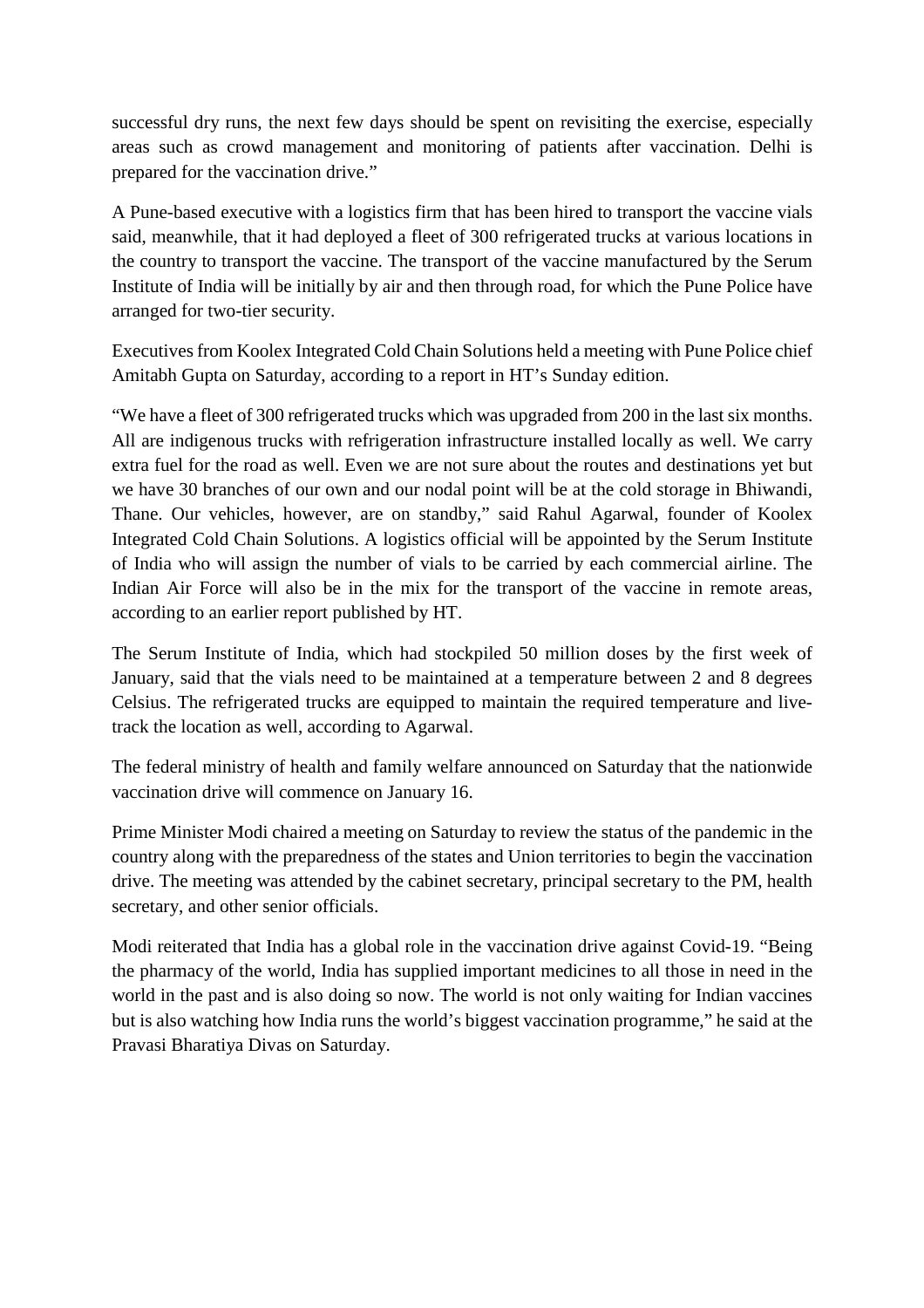successful dry runs, the next few days should be spent on revisiting the exercise, especially areas such as crowd management and monitoring of patients after vaccination. Delhi is prepared for the vaccination drive."

A Pune-based executive with a logistics firm that has been hired to transport the vaccine vials said, meanwhile, that it had deployed a fleet of 300 refrigerated trucks at various locations in the country to transport the vaccine. The transport of the vaccine manufactured by the Serum Institute of India will be initially by air and then through road, for which the Pune Police have arranged for two-tier security.

Executives from Koolex Integrated Cold Chain Solutions held a meeting with Pune Police chief Amitabh Gupta on Saturday, according to a report in HT's Sunday edition.

"We have a fleet of 300 refrigerated trucks which was upgraded from 200 in the last six months. All are indigenous trucks with refrigeration infrastructure installed locally as well. We carry extra fuel for the road as well. Even we are not sure about the routes and destinations yet but we have 30 branches of our own and our nodal point will be at the cold storage in Bhiwandi, Thane. Our vehicles, however, are on standby," said Rahul Agarwal, founder of Koolex Integrated Cold Chain Solutions. A logistics official will be appointed by the Serum Institute of India who will assign the number of vials to be carried by each commercial airline. The Indian Air Force will also be in the mix for the transport of the vaccine in remote areas, according to an earlier report published by HT.

The Serum Institute of India, which had stockpiled 50 million doses by the first week of January, said that the vials need to be maintained at a temperature between 2 and 8 degrees Celsius. The refrigerated trucks are equipped to maintain the required temperature and live-track the location as well, according to Agarwal.

The federal ministry of health and family welfare announced on Saturday that the nationwide vaccination drive will commence on January 16.

Prime Minister Modi chaired a meeting on Saturday to review the status of the pandemic in the country along with the preparedness of the states and Union territories to begin the vaccination drive. The meeting was attended by the cabinet secretary, principal secretary to the PM, health secretary, and other senior officials.

Modi reiterated that India has a global role in the vaccination drive against Covid-19. "Being the pharmacy of the world, India has supplied important medicines to all those in need in the world in the past and is also doing so now. The world is not only waiting for Indian vaccines but is also watching how India runs the world's biggest vaccination programme," he said at the Pravasi Bharatiya Divas on Saturday.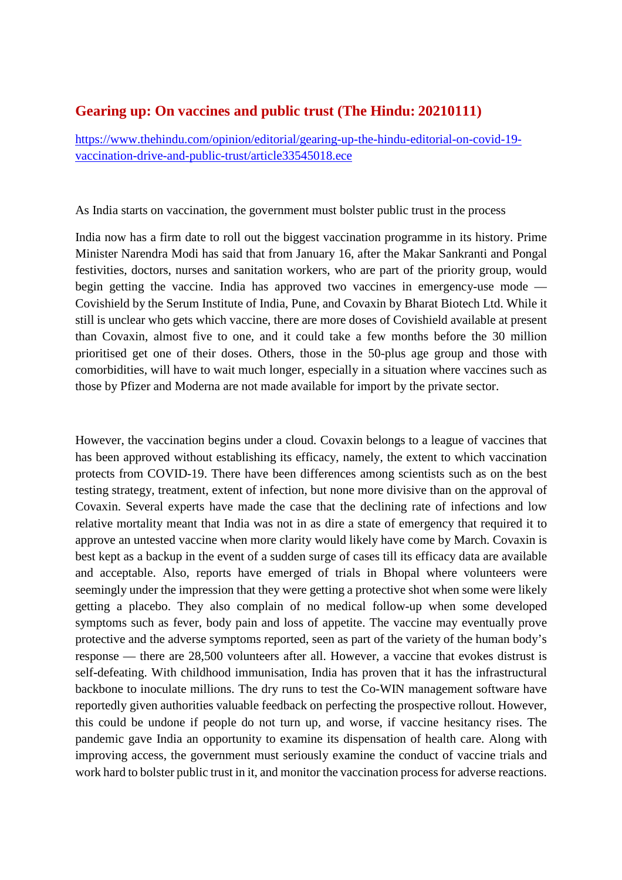## Gearing up: On vaccines and public trust (The Hindu: 20210111)

https://www.thehindu.com/opinion/editorial/gearing-up-the-hindu-editorial-on-covid-19-vaccination-drive-and-public-trust/article33545018.ece

As India starts on vaccination, the government must bolster public trust in the process

India now has a firm date to roll out the biggest vaccination programme in its history. Prime Minister Narendra Modi has said that from January 16, after the Makar Sankranti and Pongal festivities, doctors, nurses and sanitation workers, who are part of the priority group, would begin getting the vaccine. India has approved two vaccines in emergency-use mode — Covishield by the Serum Institute of India, Pune, and Covaxin by Bharat Biotech Ltd. While it still is unclear who gets which vaccine, there are more doses of Covishield available at present than Covaxin, almost five to one, and it could take a few months before the 30 million prioritised get one of their doses. Others, those in the 50-plus age group and those with comorbidities, will have to wait much longer, especially in a situation where vaccines such as those by Pfizer and Moderna are not made available for import by the private sector.

However, the vaccination begins under a cloud. Covaxin belongs to a league of vaccines that has been approved without establishing its efficacy, namely, the extent to which vaccination protects from COVID-19. There have been differences among scientists such as on the best testing strategy, treatment, extent of infection, but none more divisive than on the approval of Covaxin. Several experts have made the case that the declining rate of infections and low relative mortality meant that India was not in as dire a state of emergency that required it to approve an untested vaccine when more clarity would likely have come by March. Covaxin is best kept as a backup in the event of a sudden surge of cases till its efficacy data are available and acceptable. Also, reports have emerged of trials in Bhopal where volunteers were seemingly under the impression that they were getting a protective shot when some were likely getting a placebo. They also complain of no medical follow-up when some developed symptoms such as fever, body pain and loss of appetite. The vaccine may eventually prove protective and the adverse symptoms reported, seen as part of the variety of the human body's response — there are 28,500 volunteers after all. However, a vaccine that evokes distrust is self-defeating. With childhood immunisation, India has proven that it has the infrastructural backbone to inoculate millions. The dry runs to test the Co-WIN management software have reportedly given authorities valuable feedback on perfecting the prospective rollout. However, this could be undone if people do not turn up, and worse, if vaccine hesitancy rises. The pandemic gave India an opportunity to examine its dispensation of health care. Along with improving access, the government must seriously examine the conduct of vaccine trials and work hard to bolster public trust in it, and monitor the vaccination process for adverse reactions.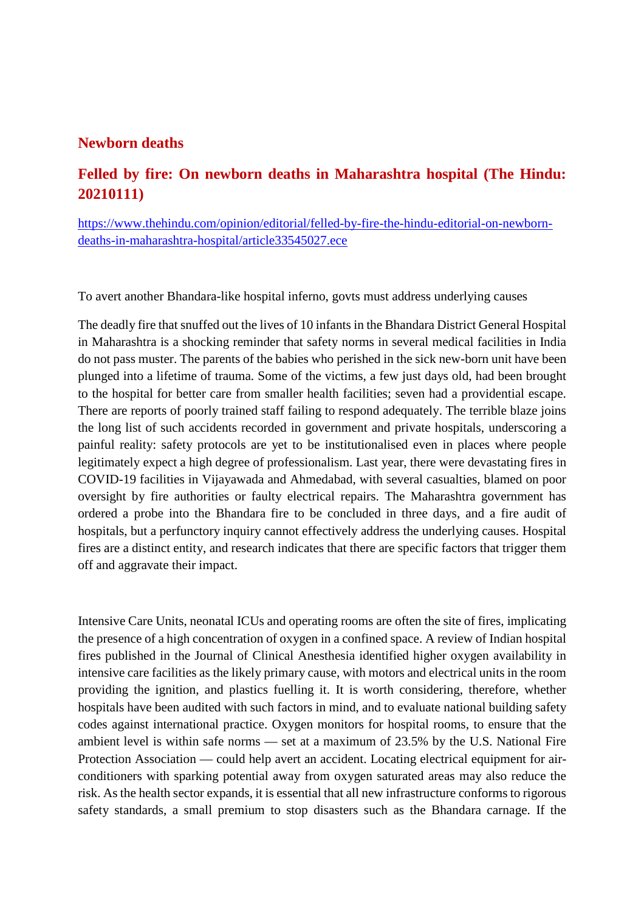## Newborn deaths

## Felled by fire: On newborn deaths in Maharashtra hospital (The Hindu: 20210111)

[https://www.thehindu.com/opinion/editorial/felled-by-fire-the-hindu-editorial-on-newborn-deaths-in-maharashtra-hospital/article33545027.ece](https://www.thehindu.com/opinion/editorial/felled-by-fire-the-hindu-editorial-on-newborn-deaths-in-maharashtra-hospital/article33545027.ece)

To avert another Bhandara-like hospital inferno, govts must address underlying causes

The deadly fire that snuffed out the lives of 10 infants in the Bhandara District General Hospital in Maharashtra is a shocking reminder that safety norms in several medical facilities in India do not pass muster. The parents of the babies who perished in the sick new-born unit have been plunged into a lifetime of trauma. Some of the victims, a few just days old, had been brought to the hospital for better care from smaller health facilities; seven had a providential escape. There are reports of poorly trained staff failing to respond adequately. The terrible blaze joins the long list of such accidents recorded in government and private hospitals, underscoring a painful reality: safety protocols are yet to be institutionalised even in places where people legitimately expect a high degree of professionalism. Last year, there were devastating fires in COVID-19 facilities in Vijayawada and Ahmedabad, with several casualties, blamed on poor oversight by fire authorities or faulty electrical repairs. The Maharashtra government has ordered a probe into the Bhandara fire to be concluded in three days, and a fire audit of hospitals, but a perfunctory inquiry cannot effectively address the underlying causes. Hospital fires are a distinct entity, and research indicates that there are specific factors that trigger them off and aggravate their impact.

Intensive Care Units, neonatal ICUs and operating rooms are often the site of fires, implicating the presence of a high concentration of oxygen in a confined space. A review of Indian hospital fires published in the Journal of Clinical Anesthesia identified higher oxygen availability in intensive care facilities as the likely primary cause, with motors and electrical units in the room providing the ignition, and plastics fuelling it. It is worth considering, therefore, whether hospitals have been audited with such factors in mind, and to evaluate national building safety codes against international practice. Oxygen monitors for hospital rooms, to ensure that the ambient level is within safe norms — set at a maximum of 23.5% by the U.S. National Fire Protection Association — could help avert an accident. Locating electrical equipment for air-conditioners with sparking potential away from oxygen saturated areas may also reduce the risk. As the health sector expands, it is essential that all new infrastructure conforms to rigorous safety standards, a small premium to stop disasters such as the Bhandara carnage. If the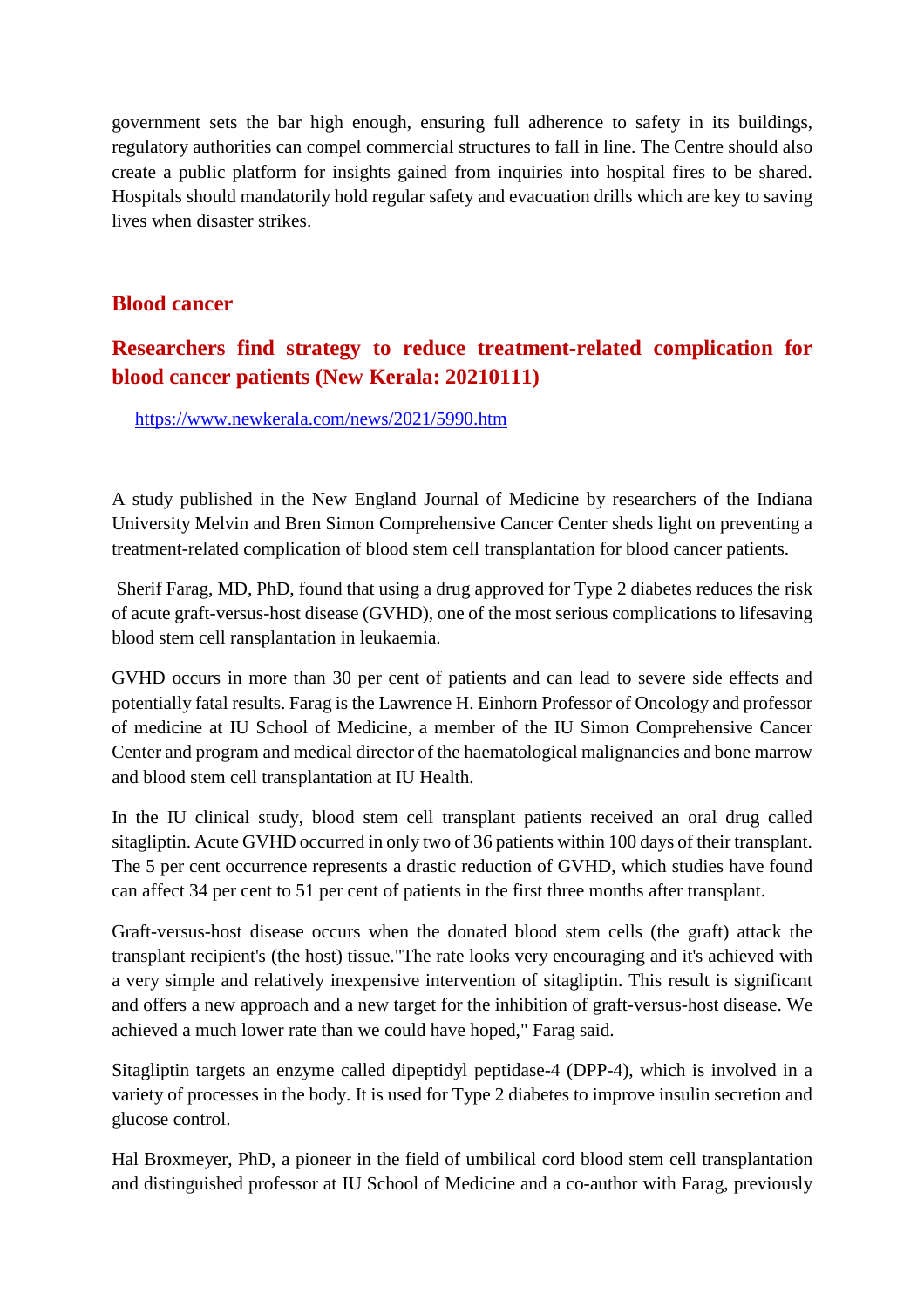government sets the bar high enough, ensuring full adherence to safety in its buildings, regulatory authorities can compel commercial structures to fall in line. The Centre should also create a public platform for insights gained from inquiries into hospital fires to be shared. Hospitals should mandatorily hold regular safety and evacuation drills which are key to saving lives when disaster strikes.

## Blood cancer

## Researchers find strategy to reduce treatment-related complication for blood cancer patients (New Kerala: 20210111)

https://www.newkerala.com/news/2021/5990.htm

A study published in the New England Journal of Medicine by researchers of the Indiana University Melvin and Bren Simon Comprehensive Cancer Center sheds light on preventing a treatment-related complication of blood stem cell transplantation for blood cancer patients.

Sherif Farag, MD, PhD, found that using a drug approved for Type 2 diabetes reduces the risk of acute graft-versus-host disease (GVHD), one of the most serious complications to lifesaving blood stem cell ransplantation in leukaemia.

GVHD occurs in more than 30 per cent of patients and can lead to severe side effects and potentially fatal results. Farag is the Lawrence H. Einhorn Professor of Oncology and professor of medicine at IU School of Medicine, a member of the IU Simon Comprehensive Cancer Center and program and medical director of the haematological malignancies and bone marrow and blood stem cell transplantation at IU Health.

In the IU clinical study, blood stem cell transplant patients received an oral drug called sitagliptin. Acute GVHD occurred in only two of 36 patients within 100 days of their transplant. The 5 per cent occurrence represents a drastic reduction of GVHD, which studies have found can affect 34 per cent to 51 per cent of patients in the first three months after transplant.

Graft-versus-host disease occurs when the donated blood stem cells (the graft) attack the transplant recipient's (the host) tissue."The rate looks very encouraging and it's achieved with a very simple and relatively inexpensive intervention of sitagliptin. This result is significant and offers a new approach and a new target for the inhibition of graft-versus-host disease. We achieved a much lower rate than we could have hoped," Farag said.

Sitagliptin targets an enzyme called dipeptidyl peptidase-4 (DPP-4), which is involved in a variety of processes in the body. It is used for Type 2 diabetes to improve insulin secretion and glucose control.

Hal Broxmeyer, PhD, a pioneer in the field of umbilical cord blood stem cell transplantation and distinguished professor at IU School of Medicine and a co-author with Farag, previously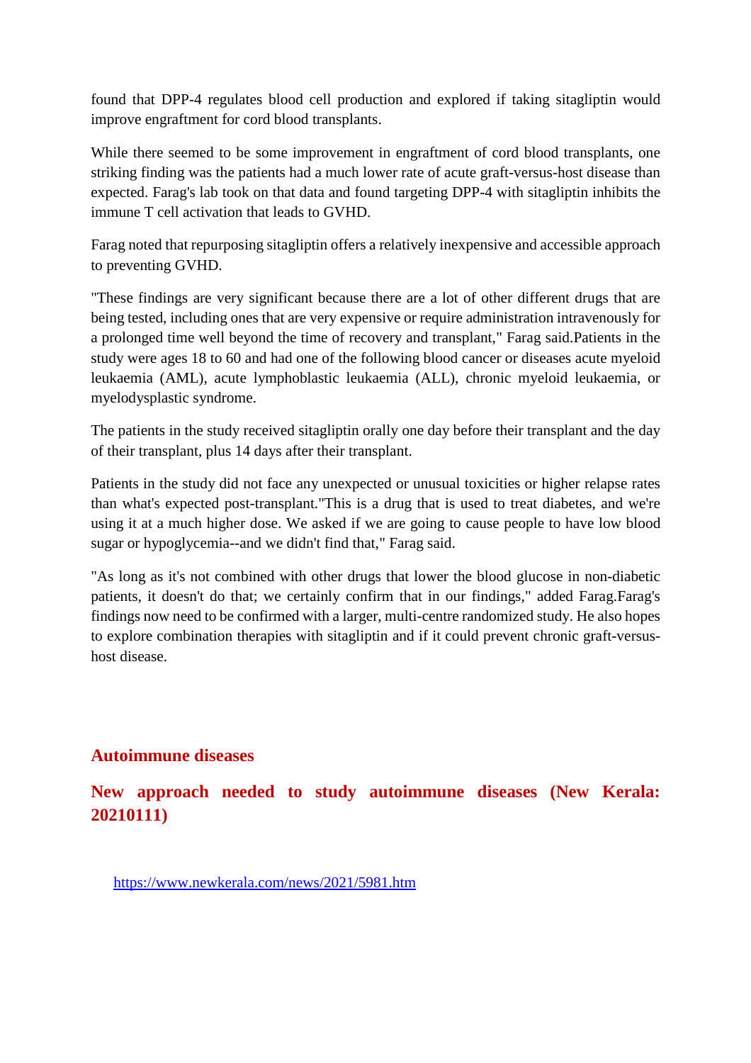found that DPP-4 regulates blood cell production and explored if taking sitagliptin would improve engraftment for cord blood transplants.

While there seemed to be some improvement in engraftment of cord blood transplants, one striking finding was the patients had a much lower rate of acute graft-versus-host disease than expected. Farag's lab took on that data and found targeting DPP-4 with sitagliptin inhibits the immune T cell activation that leads to GVHD.

Farag noted that repurposing sitagliptin offers a relatively inexpensive and accessible approach to preventing GVHD.

"These findings are very significant because there are a lot of other different drugs that are being tested, including ones that are very expensive or require administration intravenously for a prolonged time well beyond the time of recovery and transplant," Farag said.Patients in the study were ages 18 to 60 and had one of the following blood cancer or diseases acute myeloid leukaemia (AML), acute lymphoblastic leukaemia (ALL), chronic myeloid leukaemia, or myelodysplastic syndrome.

The patients in the study received sitagliptin orally one day before their transplant and the day of their transplant, plus 14 days after their transplant.

Patients in the study did not face any unexpected or unusual toxicities or higher relapse rates than what's expected post-transplant."This is a drug that is used to treat diabetes, and we're using it at a much higher dose. We asked if we are going to cause people to have low blood sugar or hypoglycemia--and we didn't find that," Farag said.

"As long as it's not combined with other drugs that lower the blood glucose in non-diabetic patients, it doesn't do that; we certainly confirm that in our findings," added Farag.Farag's findings now need to be confirmed with a larger, multi-centre randomized study. He also hopes to explore combination therapies with sitagliptin and if it could prevent chronic graft-versus-host disease.

## Autoimmune diseases

### New approach needed to study autoimmune diseases (New Kerala: 20210111)

https://www.newkerala.com/news/2021/5981.htm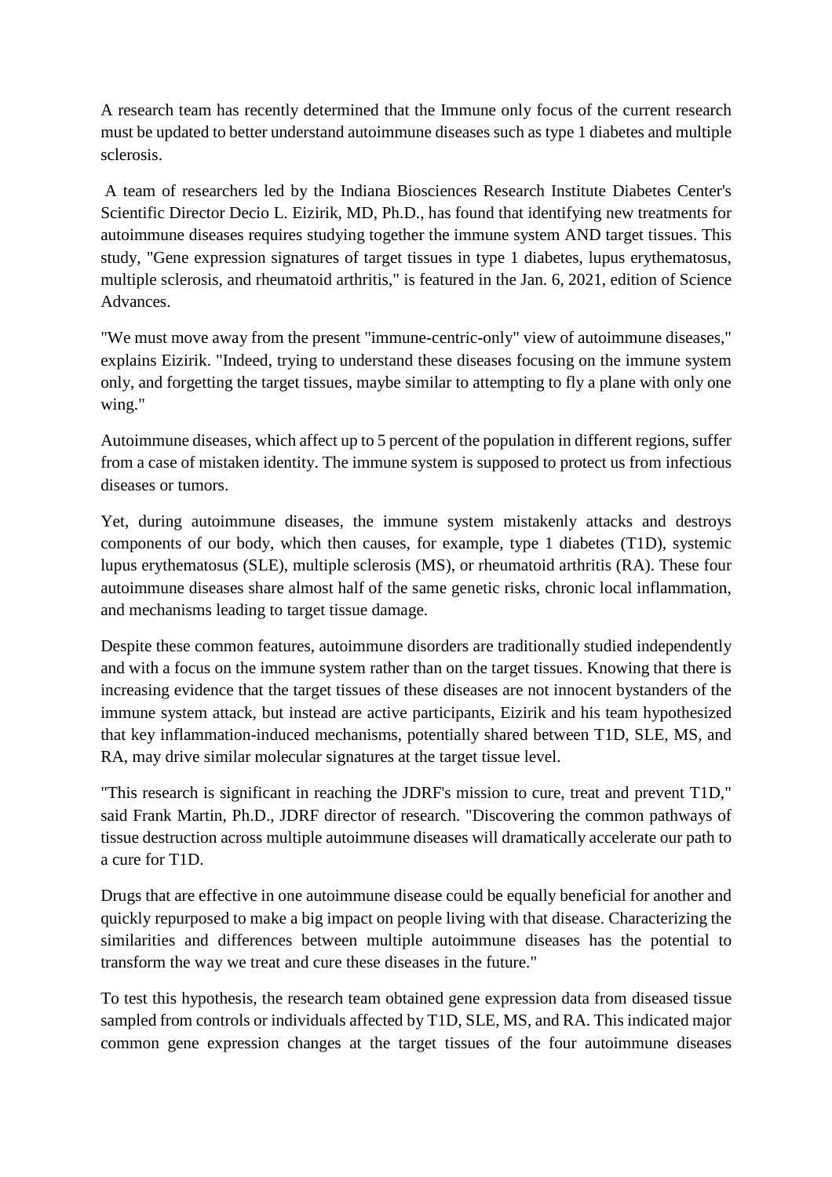A research team has recently determined that the Immune only focus of the current research must be updated to better understand autoimmune diseases such as type 1 diabetes and multiple sclerosis.

A team of researchers led by the Indiana Biosciences Research Institute Diabetes Center's Scientific Director Decio L. Eizirik, MD, Ph.D., has found that identifying new treatments for autoimmune diseases requires studying together the immune system AND target tissues. This study, "Gene expression signatures of target tissues in type 1 diabetes, lupus erythematosus, multiple sclerosis, and rheumatoid arthritis," is featured in the Jan. 6, 2021, edition of Science Advances.

"We must move away from the present "immune-centric-only" view of autoimmune diseases," explains Eizirik. "Indeed, trying to understand these diseases focusing on the immune system only, and forgetting the target tissues, maybe similar to attempting to fly a plane with only one wing."

Autoimmune diseases, which affect up to 5 percent of the population in different regions, suffer from a case of mistaken identity. The immune system is supposed to protect us from infectious diseases or tumors.

Yet, during autoimmune diseases, the immune system mistakenly attacks and destroys components of our body, which then causes, for example, type 1 diabetes (T1D), systemic lupus erythematosus (SLE), multiple sclerosis (MS), or rheumatoid arthritis (RA). These four autoimmune diseases share almost half of the same genetic risks, chronic local inflammation, and mechanisms leading to target tissue damage.

Despite these common features, autoimmune disorders are traditionally studied independently and with a focus on the immune system rather than on the target tissues. Knowing that there is increasing evidence that the target tissues of these diseases are not innocent bystanders of the immune system attack, but instead are active participants, Eizirik and his team hypothesized that key inflammation-induced mechanisms, potentially shared between T1D, SLE, MS, and RA, may drive similar molecular signatures at the target tissue level.

"This research is significant in reaching the JDRF's mission to cure, treat and prevent T1D," said Frank Martin, Ph.D., JDRF director of research. "Discovering the common pathways of tissue destruction across multiple autoimmune diseases will dramatically accelerate our path to a cure for T1D.

Drugs that are effective in one autoimmune disease could be equally beneficial for another and quickly repurposed to make a big impact on people living with that disease. Characterizing the similarities and differences between multiple autoimmune diseases has the potential to transform the way we treat and cure these diseases in the future."

To test this hypothesis, the research team obtained gene expression data from diseased tissue sampled from controls or individuals affected by T1D, SLE, MS, and RA. This indicated major common gene expression changes at the target tissues of the four autoimmune diseases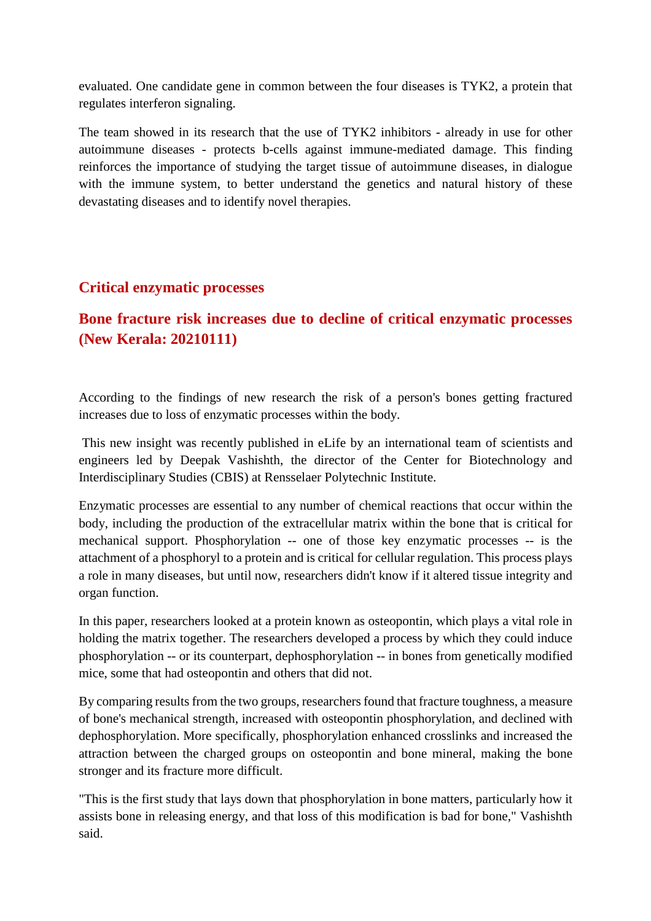evaluated. One candidate gene in common between the four diseases is TYK2, a protein that regulates interferon signaling.

The team showed in its research that the use of TYK2 inhibitors - already in use for other autoimmune diseases - protects b-cells against immune-mediated damage. This finding reinforces the importance of studying the target tissue of autoimmune diseases, in dialogue with the immune system, to better understand the genetics and natural history of these devastating diseases and to identify novel therapies.

## Critical enzymatic processes

### Bone fracture risk increases due to decline of critical enzymatic processes (New Kerala: 20210111)

According to the findings of new research the risk of a person's bones getting fractured increases due to loss of enzymatic processes within the body.

This new insight was recently published in eLife by an international team of scientists and engineers led by Deepak Vashishth, the director of the Center for Biotechnology and Interdisciplinary Studies (CBIS) at Rensselaer Polytechnic Institute.

Enzymatic processes are essential to any number of chemical reactions that occur within the body, including the production of the extracellular matrix within the bone that is critical for mechanical support. Phosphorylation -- one of those key enzymatic processes -- is the attachment of a phosphoryl to a protein and is critical for cellular regulation. This process plays a role in many diseases, but until now, researchers didn't know if it altered tissue integrity and organ function.

In this paper, researchers looked at a protein known as osteopontin, which plays a vital role in holding the matrix together. The researchers developed a process by which they could induce phosphorylation -- or its counterpart, dephosphorylation -- in bones from genetically modified mice, some that had osteopontin and others that did not.

By comparing results from the two groups, researchers found that fracture toughness, a measure of bone's mechanical strength, increased with osteopontin phosphorylation, and declined with dephosphorylation. More specifically, phosphorylation enhanced crosslinks and increased the attraction between the charged groups on osteopontin and bone mineral, making the bone stronger and its fracture more difficult.

"This is the first study that lays down that phosphorylation in bone matters, particularly how it assists bone in releasing energy, and that loss of this modification is bad for bone," Vashishth said.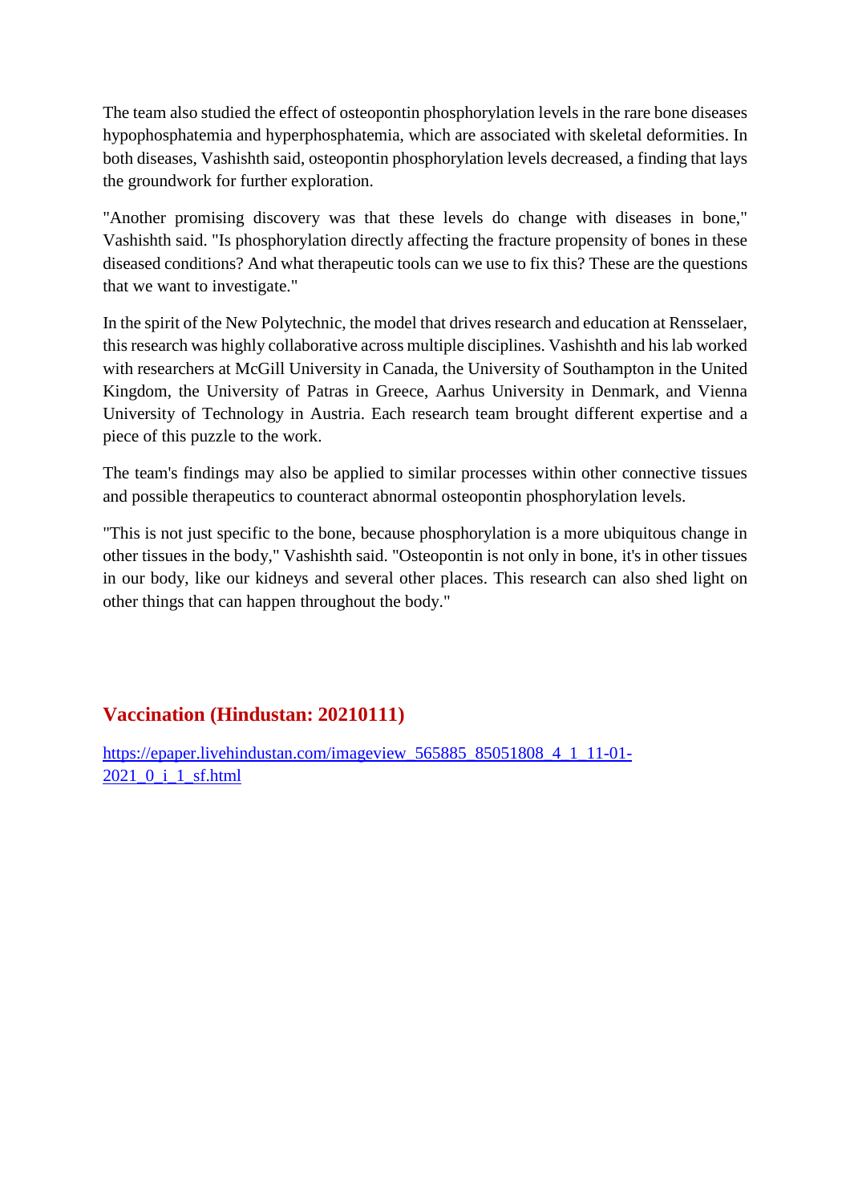The team also studied the effect of osteopontin phosphorylation levels in the rare bone diseases hypophosphatemia and hyperphosphatemia, which are associated with skeletal deformities. In both diseases, Vashishth said, osteopontin phosphorylation levels decreased, a finding that lays the groundwork for further exploration.

"Another promising discovery was that these levels do change with diseases in bone," Vashishth said. "Is phosphorylation directly affecting the fracture propensity of bones in these diseased conditions? And what therapeutic tools can we use to fix this? These are the questions that we want to investigate."

In the spirit of the New Polytechnic, the model that drives research and education at Rensselaer, this research was highly collaborative across multiple disciplines. Vashishth and his lab worked with researchers at McGill University in Canada, the University of Southampton in the United Kingdom, the University of Patras in Greece, Aarhus University in Denmark, and Vienna University of Technology in Austria. Each research team brought different expertise and a piece of this puzzle to the work.

The team's findings may also be applied to similar processes within other connective tissues and possible therapeutics to counteract abnormal osteopontin phosphorylation levels.

"This is not just specific to the bone, because phosphorylation is a more ubiquitous change in other tissues in the body," Vashishth said. "Osteopontin is not only in bone, it's in other tissues in our body, like our kidneys and several other places. This research can also shed light on other things that can happen throughout the body."

## Vaccination (Hindustan: 20210111)

https://epaper.livehindustan.com/imageview_565885_85051808_4_1_11-01-2021_0_i_1_sf.html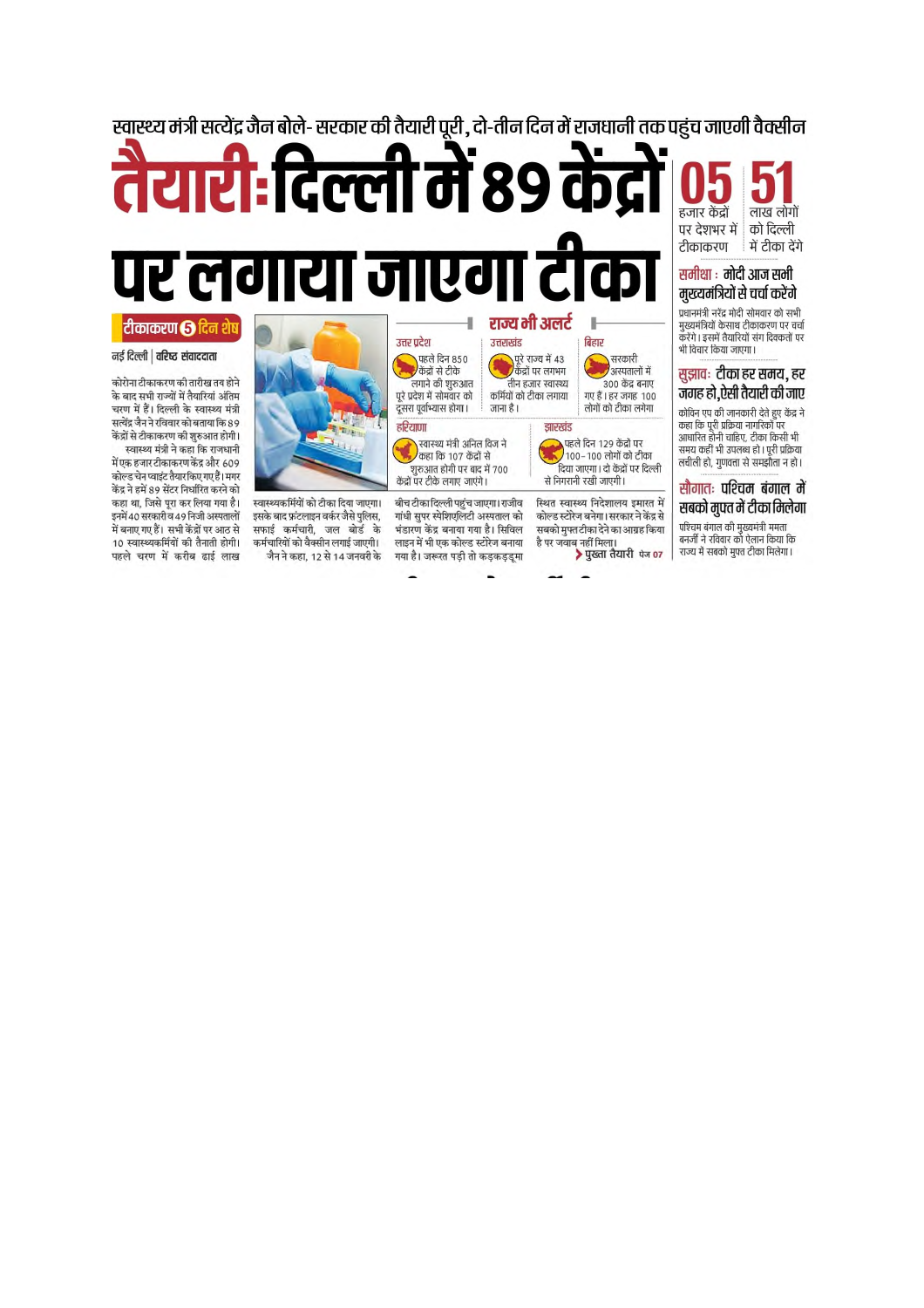स्वास्थ्य मंत्री सत्येंद्र जैन बोले- सरकार की तैयारी पूरी, दो-तीन दिन में राजधानी तक पहुंच जाएगी वैक्सीन

# तैयारी: दिल्ली में 89 केंद्रों पर लगाया जाएगा टीका

**05** हजार केंद्रों पर देशभर में टीकाकरण

**51** लाख लोगों को दिल्ली में टीका देंगे

**टीकाकरण 5 दिन शेष**

नई दिल्ली | वरिष्ठ संवाददाता

कोरोना टीकाकरण की तारीख तय होने के बाद सभी राज्यों में तैयारियां अंतिम चरण में हैं। दिल्ली के स्वास्थ्य मंत्री सत्येंद्र जैन ने रविवार को बताया कि 89 केंद्रों से टीकाकरण की शुरुआत होगी।

स्वास्थ्य मंत्री ने कहा कि राजधानी में एक हजार टीकाकरण केंद्र और 609 कोल्ड चेन प्वाइंट तैयार किए गए हैं। मगर केंद्र ने हमें 89 सेंटर निर्धारित करने को कहा था, जिसे पूरा कर लिया गया है। इनमें 40 सरकारी व 49 निजी अस्पतालों में बनाए गए हैं। सभी केंद्रों पर आठ से 10 स्वास्थ्यकर्मियों की तैनाती होगी। पहले चरण में करीब ढाई लाख स्वास्थ्यकर्मियों को टीका दिया जाएगा। इसके बाद फ्रंटलाइन वर्कर जैसे पुलिस, सफाई कर्मचारी, जल बोर्ड के कर्मचारियों को वैक्सीन लगाई जाएगी।

जैन ने कहा, 12 से 14 जनवरी के बीच टीका दिल्ली पहुंच जाएगा। राजीव गांधी सुपर स्पेशिएलिटी अस्पताल को भंडारण केंद्र बनाया गया है। सिविल लाइन में भी एक कोल्ड स्टोरेज बनाया गया है। जरूरत पड़ी तो कड़कड़डूमा स्थित स्वास्थ्य निदेशालय इमारत में कोल्ड स्टोरेज बनेगा। सरकार ने केंद्र से सबको मुफ्त टीका देने का आग्रह किया है पर जवाब नहीं मिला।

> पुख्ता तैयारी पेज 07

## राज्य भी अलर्ट

**उत्तर प्रदेश**

पहले दिन 850 केंद्रों से टीके लगाने की शुरुआत पूरे प्रदेश में सोमवार को दूसरा पूर्वाभ्यास होगा।

**उत्तराखंड**

पूरे राज्य में 43 केंद्रों पर लगभग तीन हजार स्वास्थ्य कर्मियों को टीका लगाया जाना है।

**बिहार**

सरकारी अस्पतालों में 300 केंद्र बनाए गए हैं। हर जगह 100 लोगों को टीका लगेगा

**हरियाणा**

स्वास्थ्य मंत्री अनिल विज ने कहा कि 107 केंद्रों से शुरुआत होगी पर बाद में 700 केंद्रों पर टीके लगाए जाएंगे।

**झारखंड**

पहले दिन 129 केंद्रों पर 100-100 लोगों को टीका दिया जाएगा। दो केंद्रों पर दिल्ली से निगरानी रखी जाएगी।

## समीक्षा : मोदी आज सभी मुख्यमंत्रियों से चर्चा करेंगे

प्रधानमंत्री नरेंद्र मोदी सोमवार को सभी मुख्यमंत्रियों के साथ टीकाकरण पर चर्चा करेंगे। इसमें तैयारियों संग दिक्कतों पर भी विचार किया जाएगा।

## सुझाव: टीका हर समय, हर जगह हो, ऐसी तैयारी की जाए

कोविन एप की जानकारी देते हुए केंद्र ने कहा कि पूरी प्रक्रिया नागरिकों पर आधारित होनी चाहिए, टीका किसी भी समय कहीं भी उपलब्ध हो। पूरी प्रक्रिया लचीली हो, गुणवत्ता से समझौता न हो।

## सौगात: पश्चिम बंगाल में सबको मुफ्त में टीका मिलेगा

पश्चिम बंगाल की मुख्यमंत्री ममता बनर्जी ने रविवार को ऐलान किया कि राज्य में सबको मुफ्त टीका मिलेगा।